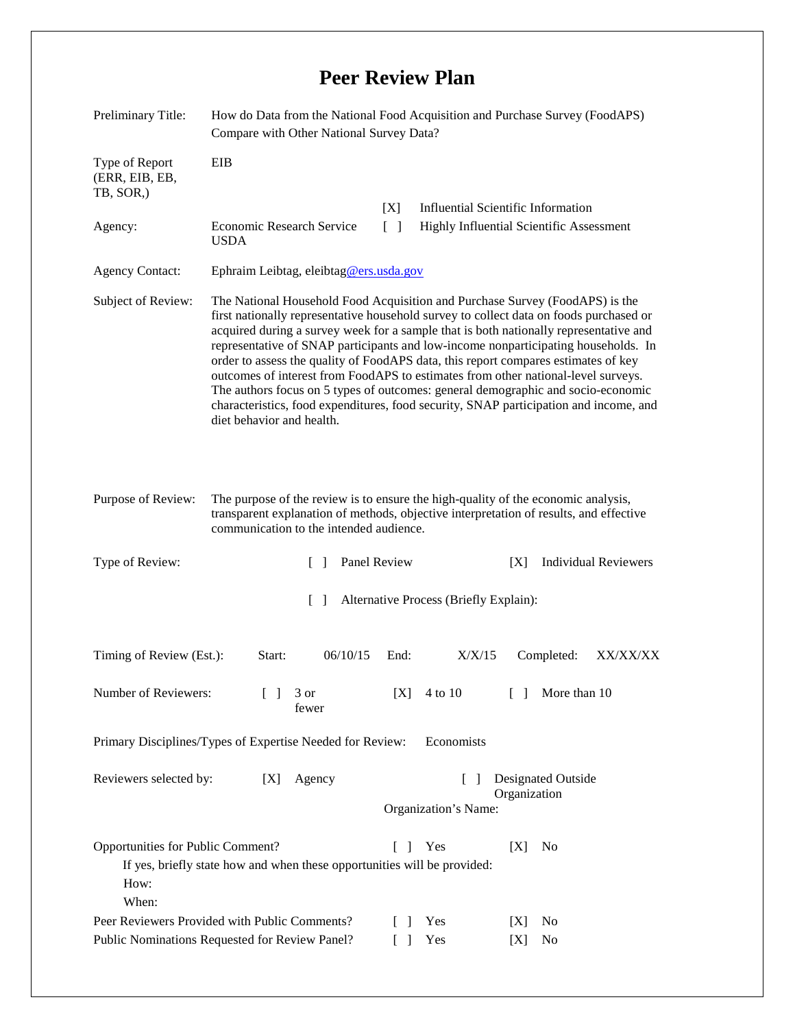# Peer Review Plan

**Preliminary Title:** How do Data from the National Food Acquisition and Purchase Survey (FoodAPS) Compare with Other National Survey Data?

**Type of Report (ERR, EIB, EB, TB, SOR,)** EIB

**Agency:** Economic Research Service USDA

[X] Influential Scientific Information
[ ] Highly Influential Scientific Assessment

**Agency Contact:** Ephraim Leibtag, eleibtag@ers.usda.gov

**Subject of Review:** The National Household Food Acquisition and Purchase Survey (FoodAPS) is the first nationally representative household survey to collect data on foods purchased or acquired during a survey week for a sample that is both nationally representative and representative of SNAP participants and low-income nonparticipating households. In order to assess the quality of FoodAPS data, this report compares estimates of key outcomes of interest from FoodAPS to estimates from other national-level surveys. The authors focus on 5 types of outcomes: general demographic and socio-economic characteristics, food expenditures, food security, SNAP participation and income, and diet behavior and health.

**Purpose of Review:** The purpose of the review is to ensure the high-quality of the economic analysis, transparent explanation of methods, objective interpretation of results, and effective communication to the intended audience.

**Type of Review:** [ ] Panel Review [X] Individual Reviewers

[ ] Alternative Process (Briefly Explain):

**Timing of Review (Est.):** Start: 06/10/15 End: X/X/15 Completed: XX/XX/XX

**Number of Reviewers:** [ ] 3 or fewer [X] 4 to 10 [ ] More than 10

**Primary Disciplines/Types of Expertise Needed for Review:** Economists

**Reviewers selected by:** [X] Agency [ ] Designated Outside Organization

Organization's Name:

**Opportunities for Public Comment?** [ ] Yes [X] No

If yes, briefly state how and when these opportunities will be provided:

How:

When:

**Peer Reviewers Provided with Public Comments?** [ ] Yes [X] No

**Public Nominations Requested for Review Panel?** [ ] Yes [X] No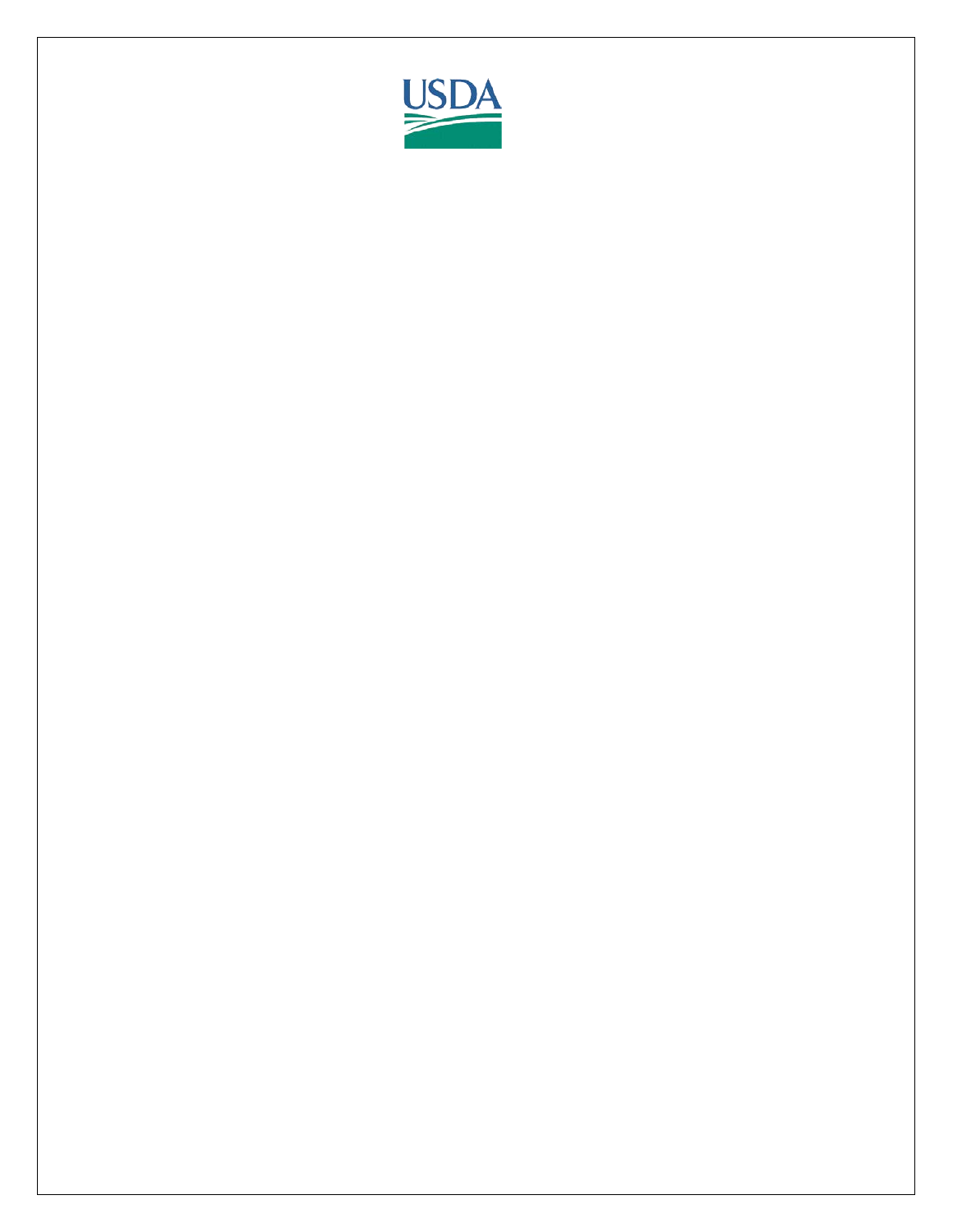USDA